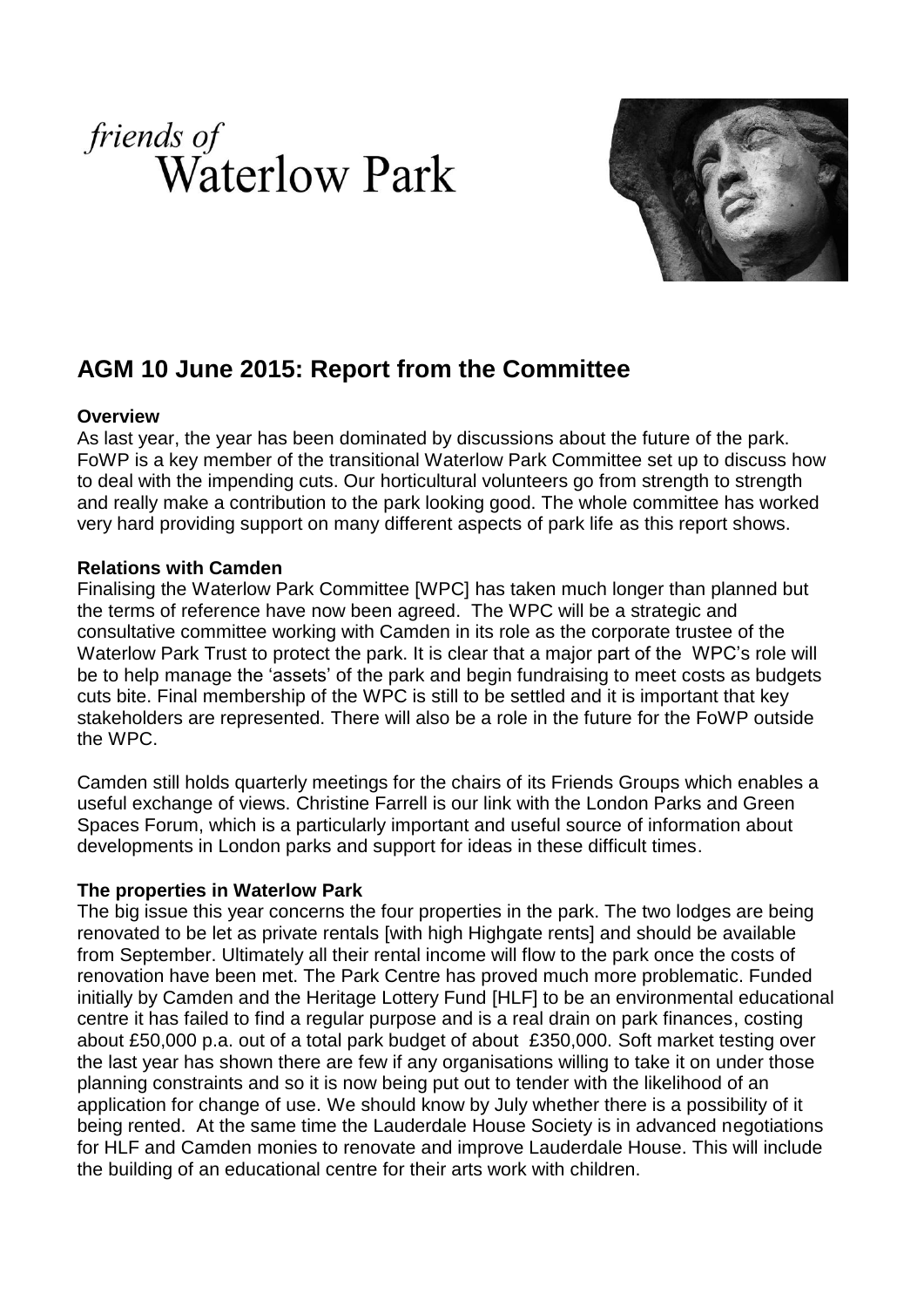*friends of*
# Waterlow Park

## AGM 10 June 2015: Report from the Committee

**Overview**

As last year, the year has been dominated by discussions about the future of the park. FoWP is a key member of the transitional Waterlow Park Committee set up to discuss how to deal with the impending cuts. Our horticultural volunteers go from strength to strength and really make a contribution to the park looking good. The whole committee has worked very hard providing support on many different aspects of park life as this report shows.

**Relations with Camden**

Finalising the Waterlow Park Committee [WPC] has taken much longer than planned but the terms of reference have now been agreed. The WPC will be a strategic and consultative committee working with Camden in its role as the corporate trustee of the Waterlow Park Trust to protect the park. It is clear that a major part of the WPC's role will be to help manage the 'assets' of the park and begin fundraising to meet costs as budgets cuts bite. Final membership of the WPC is still to be settled and it is important that key stakeholders are represented. There will also be a role in the future for the FoWP outside the WPC.

Camden still holds quarterly meetings for the chairs of its Friends Groups which enables a useful exchange of views. Christine Farrell is our link with the London Parks and Green Spaces Forum, which is a particularly important and useful source of information about developments in London parks and support for ideas in these difficult times.

**The properties in Waterlow Park**

The big issue this year concerns the four properties in the park. The two lodges are being renovated to be let as private rentals [with high Highgate rents] and should be available from September. Ultimately all their rental income will flow to the park once the costs of renovation have been met. The Park Centre has proved much more problematic. Funded initially by Camden and the Heritage Lottery Fund [HLF] to be an environmental educational centre it has failed to find a regular purpose and is a real drain on park finances, costing about £50,000 p.a. out of a total park budget of about £350,000. Soft market testing over the last year has shown there are few if any organisations willing to take it on under those planning constraints and so it is now being put out to tender with the likelihood of an application for change of use. We should know by July whether there is a possibility of it being rented. At the same time the Lauderdale House Society is in advanced negotiations for HLF and Camden monies to renovate and improve Lauderdale House. This will include the building of an educational centre for their arts work with children.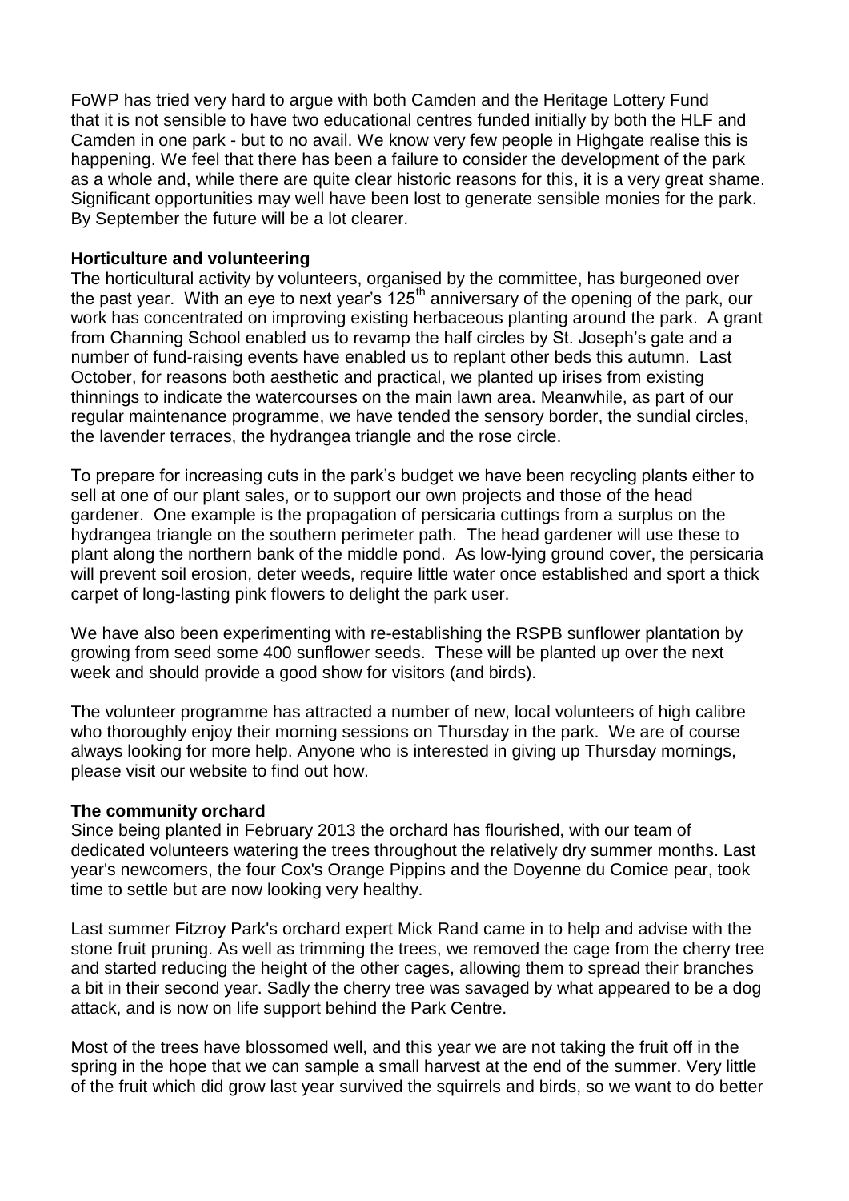FoWP has tried very hard to argue with both Camden and the Heritage Lottery Fund that it is not sensible to have two educational centres funded initially by both the HLF and Camden in one park - but to no avail. We know very few people in Highgate realise this is happening. We feel that there has been a failure to consider the development of the park as a whole and, while there are quite clear historic reasons for this, it is a very great shame. Significant opportunities may well have been lost to generate sensible monies for the park. By September the future will be a lot clearer.

**Horticulture and volunteering**

The horticultural activity by volunteers, organised by the committee, has burgeoned over the past year. With an eye to next year's 125th anniversary of the opening of the park, our work has concentrated on improving existing herbaceous planting around the park. A grant from Channing School enabled us to revamp the half circles by St. Joseph's gate and a number of fund-raising events have enabled us to replant other beds this autumn. Last October, for reasons both aesthetic and practical, we planted up irises from existing thinnings to indicate the watercourses on the main lawn area. Meanwhile, as part of our regular maintenance programme, we have tended the sensory border, the sundial circles, the lavender terraces, the hydrangea triangle and the rose circle.

To prepare for increasing cuts in the park's budget we have been recycling plants either to sell at one of our plant sales, or to support our own projects and those of the head gardener. One example is the propagation of persicaria cuttings from a surplus on the hydrangea triangle on the southern perimeter path. The head gardener will use these to plant along the northern bank of the middle pond. As low-lying ground cover, the persicaria will prevent soil erosion, deter weeds, require little water once established and sport a thick carpet of long-lasting pink flowers to delight the park user.

We have also been experimenting with re-establishing the RSPB sunflower plantation by growing from seed some 400 sunflower seeds. These will be planted up over the next week and should provide a good show for visitors (and birds).

The volunteer programme has attracted a number of new, local volunteers of high calibre who thoroughly enjoy their morning sessions on Thursday in the park. We are of course always looking for more help. Anyone who is interested in giving up Thursday mornings, please visit our website to find out how.

**The community orchard**

Since being planted in February 2013 the orchard has flourished, with our team of dedicated volunteers watering the trees throughout the relatively dry summer months. Last year's newcomers, the four Cox's Orange Pippins and the Doyenne du Comice pear, took time to settle but are now looking very healthy.

Last summer Fitzroy Park's orchard expert Mick Rand came in to help and advise with the stone fruit pruning. As well as trimming the trees, we removed the cage from the cherry tree and started reducing the height of the other cages, allowing them to spread their branches a bit in their second year. Sadly the cherry tree was savaged by what appeared to be a dog attack, and is now on life support behind the Park Centre.

Most of the trees have blossomed well, and this year we are not taking the fruit off in the spring in the hope that we can sample a small harvest at the end of the summer. Very little of the fruit which did grow last year survived the squirrels and birds, so we want to do better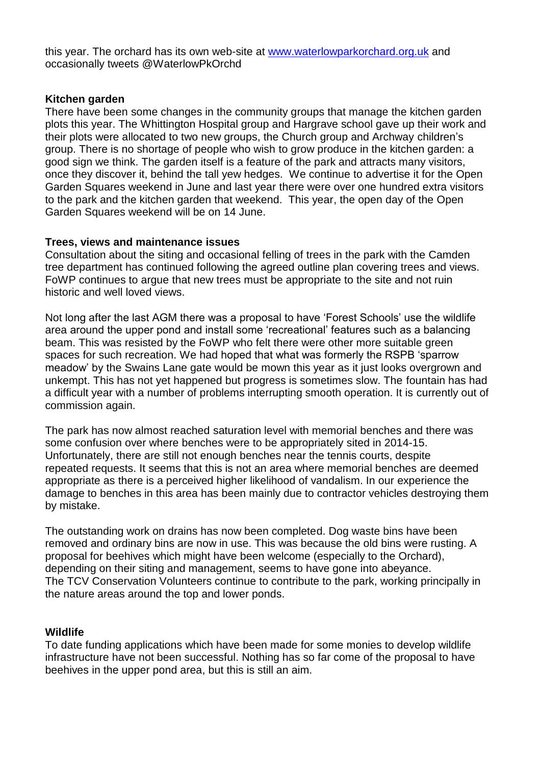this year. The orchard has its own web-site at [www.waterlowparkorchard.org.uk](http://www.waterlowparkorchard.org.uk) and occasionally tweets @WaterlowPkOrchd

**Kitchen garden**

There have been some changes in the community groups that manage the kitchen garden plots this year. The Whittington Hospital group and Hargrave school gave up their work and their plots were allocated to two new groups, the Church group and Archway children's group. There is no shortage of people who wish to grow produce in the kitchen garden: a good sign we think. The garden itself is a feature of the park and attracts many visitors, once they discover it, behind the tall yew hedges. We continue to advertise it for the Open Garden Squares weekend in June and last year there were over one hundred extra visitors to the park and the kitchen garden that weekend. This year, the open day of the Open Garden Squares weekend will be on 14 June.

**Trees, views and maintenance issues**

Consultation about the siting and occasional felling of trees in the park with the Camden tree department has continued following the agreed outline plan covering trees and views. FoWP continues to argue that new trees must be appropriate to the site and not ruin historic and well loved views.

Not long after the last AGM there was a proposal to have 'Forest Schools' use the wildlife area around the upper pond and install some 'recreational' features such as a balancing beam. This was resisted by the FoWP who felt there were other more suitable green spaces for such recreation. We had hoped that what was formerly the RSPB 'sparrow meadow' by the Swains Lane gate would be mown this year as it just looks overgrown and unkempt. This has not yet happened but progress is sometimes slow. The fountain has had a difficult year with a number of problems interrupting smooth operation. It is currently out of commission again.

The park has now almost reached saturation level with memorial benches and there was some confusion over where benches were to be appropriately sited in 2014-15. Unfortunately, there are still not enough benches near the tennis courts, despite repeated requests. It seems that this is not an area where memorial benches are deemed appropriate as there is a perceived higher likelihood of vandalism. In our experience the damage to benches in this area has been mainly due to contractor vehicles destroying them by mistake.

The outstanding work on drains has now been completed. Dog waste bins have been removed and ordinary bins are now in use. This was because the old bins were rusting. A proposal for beehives which might have been welcome (especially to the Orchard), depending on their siting and management, seems to have gone into abeyance. The TCV Conservation Volunteers continue to contribute to the park, working principally in the nature areas around the top and lower ponds.

**Wildlife**

To date funding applications which have been made for some monies to develop wildlife infrastructure have not been successful. Nothing has so far come of the proposal to have beehives in the upper pond area, but this is still an aim.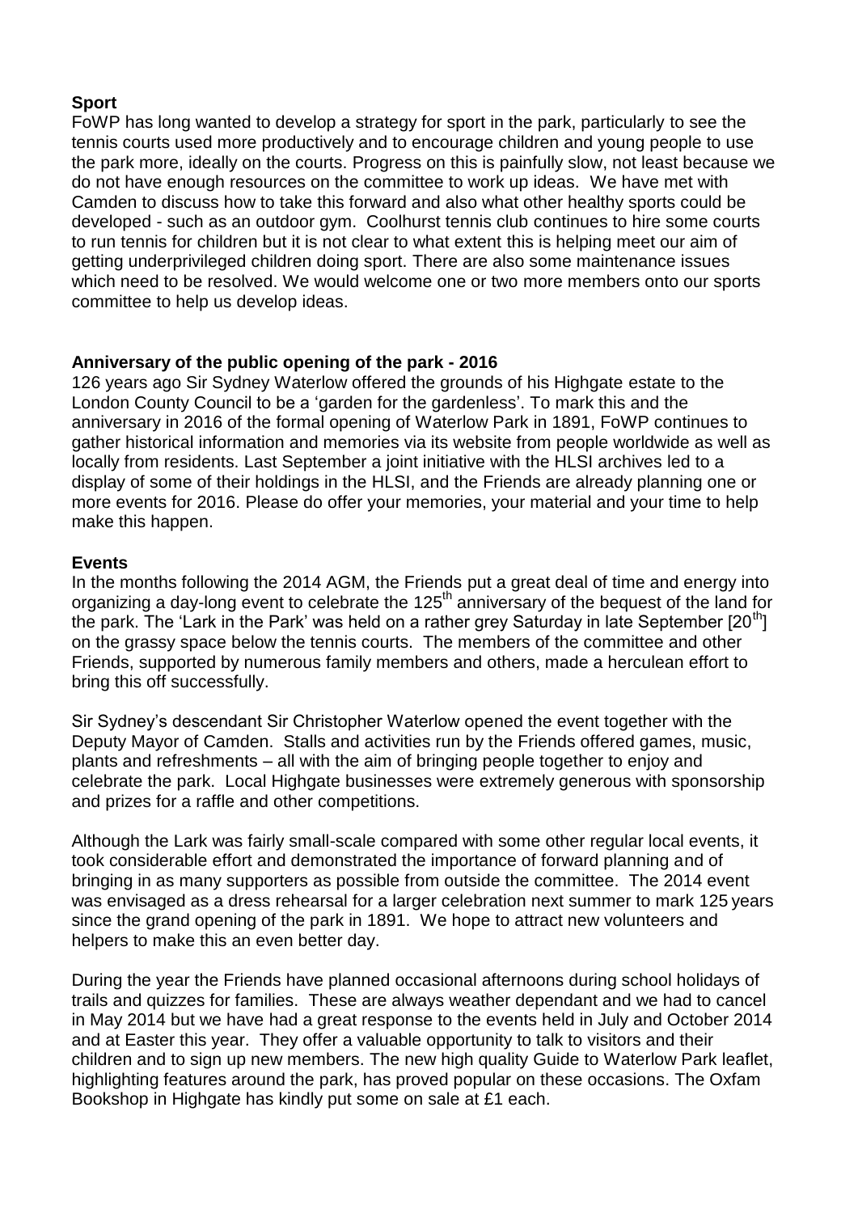## Sport

FoWP has long wanted to develop a strategy for sport in the park, particularly to see the tennis courts used more productively and to encourage children and young people to use the park more, ideally on the courts. Progress on this is painfully slow, not least because we do not have enough resources on the committee to work up ideas. We have met with Camden to discuss how to take this forward and also what other healthy sports could be developed - such as an outdoor gym. Coolhurst tennis club continues to hire some courts to run tennis for children but it is not clear to what extent this is helping meet our aim of getting underprivileged children doing sport. There are also some maintenance issues which need to be resolved. We would welcome one or two more members onto our sports committee to help us develop ideas.

## Anniversary of the public opening of the park - 2016

126 years ago Sir Sydney Waterlow offered the grounds of his Highgate estate to the London County Council to be a 'garden for the gardenless'. To mark this and the anniversary in 2016 of the formal opening of Waterlow Park in 1891, FoWP continues to gather historical information and memories via its website from people worldwide as well as locally from residents. Last September a joint initiative with the HLSI archives led to a display of some of their holdings in the HLSI, and the Friends are already planning one or more events for 2016. Please do offer your memories, your material and your time to help make this happen.

## Events

In the months following the 2014 AGM, the Friends put a great deal of time and energy into organizing a day-long event to celebrate the 125th anniversary of the bequest of the land for the park. The 'Lark in the Park' was held on a rather grey Saturday in late September [20th] on the grassy space below the tennis courts. The members of the committee and other Friends, supported by numerous family members and others, made a herculean effort to bring this off successfully.

Sir Sydney's descendant Sir Christopher Waterlow opened the event together with the Deputy Mayor of Camden. Stalls and activities run by the Friends offered games, music, plants and refreshments – all with the aim of bringing people together to enjoy and celebrate the park. Local Highgate businesses were extremely generous with sponsorship and prizes for a raffle and other competitions.

Although the Lark was fairly small-scale compared with some other regular local events, it took considerable effort and demonstrated the importance of forward planning and of bringing in as many supporters as possible from outside the committee. The 2014 event was envisaged as a dress rehearsal for a larger celebration next summer to mark 125 years since the grand opening of the park in 1891. We hope to attract new volunteers and helpers to make this an even better day.

During the year the Friends have planned occasional afternoons during school holidays of trails and quizzes for families. These are always weather dependant and we had to cancel in May 2014 but we have had a great response to the events held in July and October 2014 and at Easter this year. They offer a valuable opportunity to talk to visitors and their children and to sign up new members. The new high quality Guide to Waterlow Park leaflet, highlighting features around the park, has proved popular on these occasions. The Oxfam Bookshop in Highgate has kindly put some on sale at £1 each.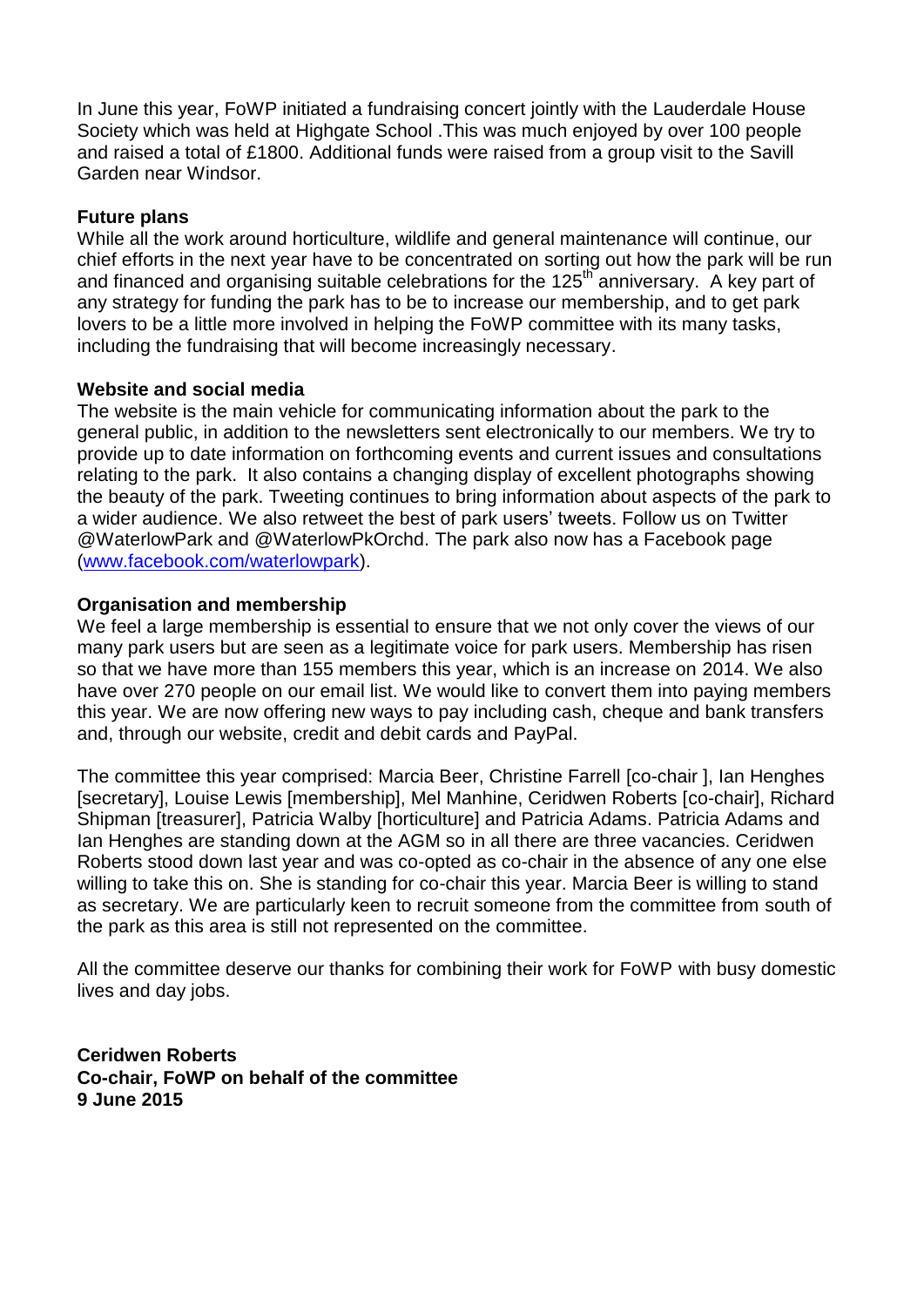In June this year, FoWP initiated a fundraising concert jointly with the Lauderdale House Society which was held at Highgate School .This was much enjoyed by over 100 people and raised a total of £1800. Additional funds were raised from a group visit to the Savill Garden near Windsor.

**Future plans**

While all the work around horticulture, wildlife and general maintenance will continue, our chief efforts in the next year have to be concentrated on sorting out how the park will be run and financed and organising suitable celebrations for the 125th anniversary. A key part of any strategy for funding the park has to be to increase our membership, and to get park lovers to be a little more involved in helping the FoWP committee with its many tasks, including the fundraising that will become increasingly necessary.

**Website and social media**

The website is the main vehicle for communicating information about the park to the general public, in addition to the newsletters sent electronically to our members. We try to provide up to date information on forthcoming events and current issues and consultations relating to the park. It also contains a changing display of excellent photographs showing the beauty of the park. Tweeting continues to bring information about aspects of the park to a wider audience. We also retweet the best of park users' tweets. Follow us on Twitter @WaterlowPark and @WaterlowPkOrchd. The park also now has a Facebook page ([www.facebook.com/waterlowpark](www.facebook.com/waterlowpark)).

**Organisation and membership**

We feel a large membership is essential to ensure that we not only cover the views of our many park users but are seen as a legitimate voice for park users. Membership has risen so that we have more than 155 members this year, which is an increase on 2014. We also have over 270 people on our email list. We would like to convert them into paying members this year. We are now offering new ways to pay including cash, cheque and bank transfers and, through our website, credit and debit cards and PayPal.

The committee this year comprised: Marcia Beer, Christine Farrell [co-chair ], Ian Henghes [secretary], Louise Lewis [membership], Mel Manhine, Ceridwen Roberts [co-chair], Richard Shipman [treasurer], Patricia Walby [horticulture] and Patricia Adams. Patricia Adams and Ian Henghes are standing down at the AGM so in all there are three vacancies. Ceridwen Roberts stood down last year and was co-opted as co-chair in the absence of any one else willing to take this on. She is standing for co-chair this year. Marcia Beer is willing to stand as secretary. We are particularly keen to recruit someone from the committee from south of the park as this area is still not represented on the committee.

All the committee deserve our thanks for combining their work for FoWP with busy domestic lives and day jobs.

**Ceridwen Roberts**
**Co-chair, FoWP on behalf of the committee**
**9 June 2015**